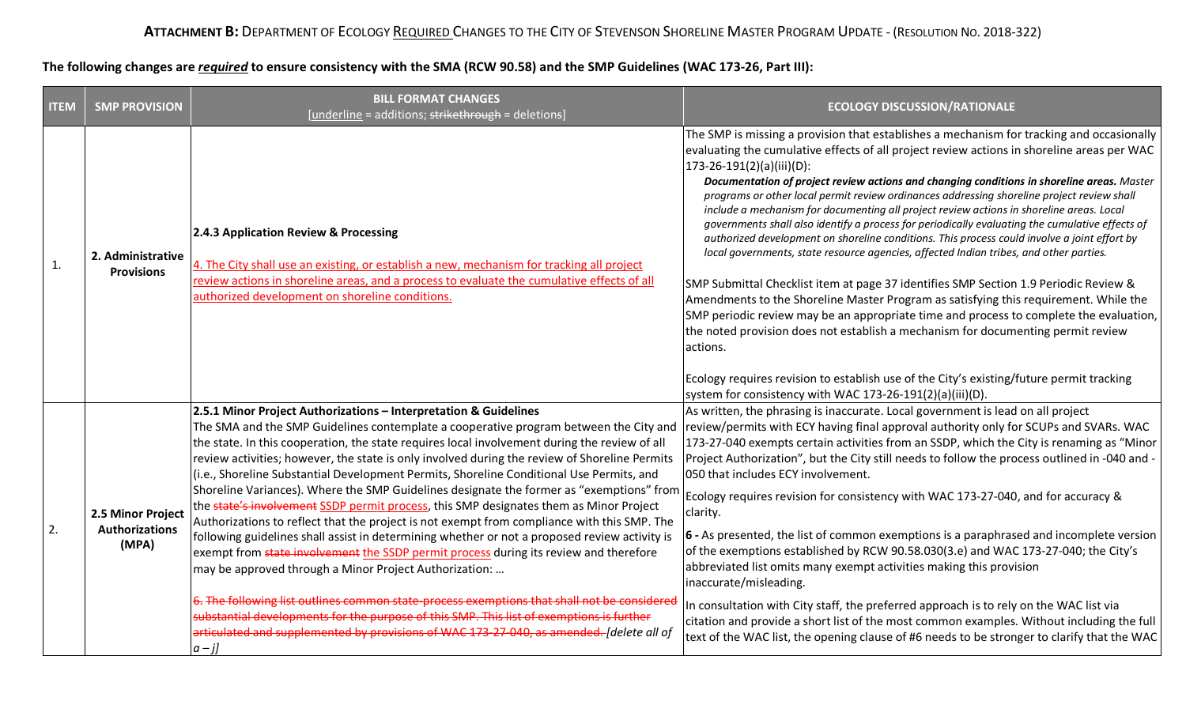**ATTACHMENT B:** DEPARTMENT OF ECOLOGY <u>REQUIRED</u> CHANGES TO THE CITY OF STEVENSON SHORELINE MASTER PROGRAM UPDATE - (RESOLUTION NO. 2018-322)

**The following changes are *<u>required</u>* to ensure consistency with the SMA (RCW 90.58) and the SMP Guidelines (WAC 173-26, Part III):**

| ITEM | SMP PROVISION | BILL FORMAT CHANGES [<u>underline</u> = additions; ~~strikethrough~~ = deletions] | ECOLOGY DISCUSSION/RATIONALE |
|---|---|---|---|
| 1. | **2. Administrative Provisions** | **2.4.3 Application Review & Processing**<br><br><u>4. The City shall use an existing, or establish a new, mechanism for tracking all project review actions in shoreline areas, and a process to evaluate the cumulative effects of all authorized development on shoreline conditions.</u> | The SMP is missing a provision that establishes a mechanism for tracking and occasionally evaluating the cumulative effects of all project review actions in shoreline areas per WAC 173-26-191(2)(a)(iii)(D):<br>***Documentation of project review actions and changing conditions in shoreline areas.*** *Master programs or other local permit review ordinances addressing shoreline project review shall include a mechanism for documenting all project review actions in shoreline areas. Local governments shall also identify a process for periodically evaluating the cumulative effects of authorized development on shoreline conditions. This process could involve a joint effort by local governments, state resource agencies, affected Indian tribes, and other parties.*<br><br>SMP Submittal Checklist item at page 37 identifies SMP Section 1.9 Periodic Review & Amendments to the Shoreline Master Program as satisfying this requirement. While the SMP periodic review may be an appropriate time and process to complete the evaluation, the noted provision does not establish a mechanism for documenting permit review actions.<br><br>Ecology requires revision to establish use of the City's existing/future permit tracking system for consistency with WAC 173-26-191(2)(a)(iii)(D). |
| 2. | **2.5 Minor Project Authorizations (MPA)** | **2.5.1 Minor Project Authorizations – Interpretation & Guidelines**<br>The SMA and the SMP Guidelines contemplate a cooperative program between the City and the state. In this cooperation, the state requires local involvement during the review of all review activities; however, the state is only involved during the review of Shoreline Permits (i.e., Shoreline Substantial Development Permits, Shoreline Conditional Use Permits, and Shoreline Variances). Where the SMP Guidelines designate the former as "exemptions" from the ~~state's involvement~~ <u>SSDP permit process</u>, this SMP designates them as Minor Project Authorizations to reflect that the project is not exempt from compliance with this SMP. The following guidelines shall assist in determining whether or not a proposed review activity is exempt from ~~state involvement~~ <u>the SSDP permit process</u> during its review and therefore may be approved through a Minor Project Authorization: …<br><br>~~6. The following list outlines common state-process exemptions that shall not be considered substantial developments for the purpose of this SMP. This list of exemptions is further articulated and supplemented by provisions of WAC 173-27-040, as amended.~~ *[delete all of a – j]* | As written, the phrasing is inaccurate. Local government is lead on all project review/permits with ECY having final approval authority only for SCUPs and SVARs. WAC 173-27-040 exempts certain activities from an SSDP, which the City is renaming as "Minor Project Authorization", but the City still needs to follow the process outlined in -040 and -050 that includes ECY involvement.<br><br>Ecology requires revision for consistency with WAC 173-27-040, and for accuracy & clarity.<br><br>**6 -** As presented, the list of common exemptions is a paraphrased and incomplete version of the exemptions established by RCW 90.58.030(3.e) and WAC 173-27-040; the City's abbreviated list omits many exempt activities making this provision inaccurate/misleading.<br><br>In consultation with City staff, the preferred approach is to rely on the WAC list via citation and provide a short list of the most common examples. Without including the full text of the WAC list, the opening clause of #6 needs to be stronger to clarify that the WAC |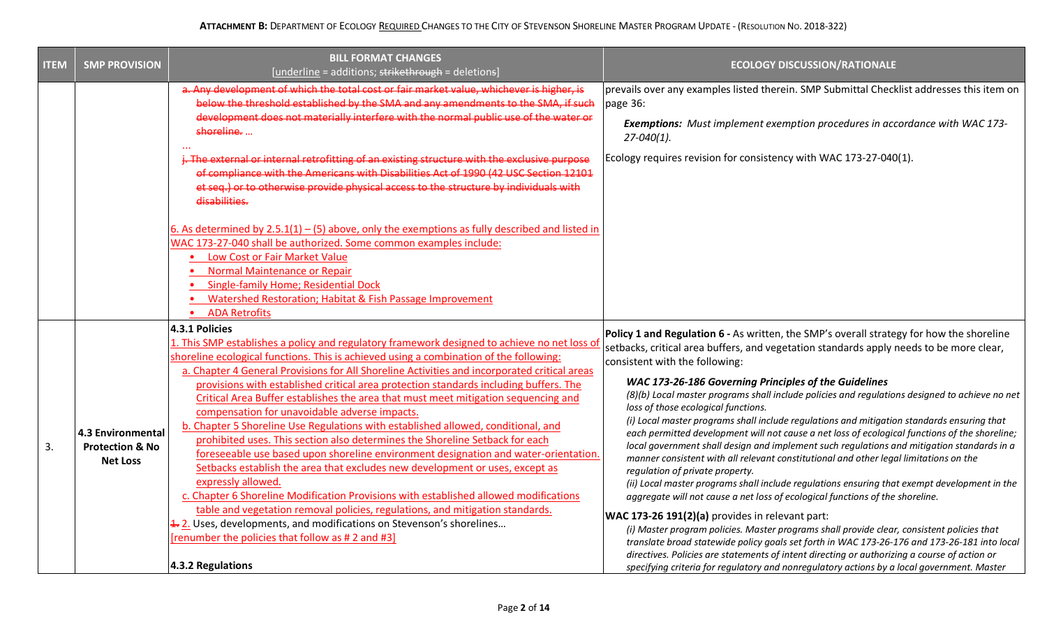**ATTACHMENT B:** DEPARTMENT OF ECOLOGY REQUIRED CHANGES TO THE CITY OF STEVENSON SHORELINE MASTER PROGRAM UPDATE - (RESOLUTION NO. 2018-322)

| ITEM | SMP PROVISION | BILL FORMAT CHANGES [underline = additions; ~~strikethrough~~ = deletions] | ECOLOGY DISCUSSION/RATIONALE |
|---|---|---|---|
| | | ~~a. Any development of which the total cost or fair market value, whichever is higher, is below the threshold established by the SMA and any amendments to the SMA, if such development does not materially interfere with the normal public use of the water or shoreline. …~~<br>…<br>~~j. The external or internal retrofitting of an existing structure with the exclusive purpose of compliance with the Americans with Disabilities Act of 1990 (42 USC Section 12101 et seq.) or to otherwise provide physical access to the structure by individuals with disabilities.~~<br><br><u>6. As determined by 2.5.1(1) – (5) above, only the exemptions as fully described and listed in WAC 173-27-040 shall be authorized. Some common examples include:</u><br>• <u>Low Cost or Fair Market Value</u><br>• <u>Normal Maintenance or Repair</u><br>• <u>Single-family Home; Residential Dock</u><br>• <u>Watershed Restoration; Habitat & Fish Passage Improvement</u><br>• <u>ADA Retrofits</u> | prevails over any examples listed therein. SMP Submittal Checklist addresses this item on page 36:<br><br>***Exemptions:*** *Must implement exemption procedures in accordance with WAC 173-27-040(1).*<br><br>Ecology requires revision for consistency with WAC 173-27-040(1). |
| 3. | **4.3 Environmental Protection & No Net Loss** | **4.3.1 Policies**<br><u>1. This SMP establishes a policy and regulatory framework designed to achieve no net loss of shoreline ecological functions. This is achieved using a combination of the following:</u><br><u>a. Chapter 4 General Provisions for All Shoreline Activities and incorporated critical areas provisions with established critical area protection standards including buffers. The Critical Area Buffer establishes the area that must meet mitigation sequencing and compensation for unavoidable adverse impacts.</u><br><u>b. Chapter 5 Shoreline Use Regulations with established allowed, conditional, and prohibited uses. This section also determines the Shoreline Setback for each foreseeable use based upon shoreline environment designation and water-orientation. Setbacks establish the area that excludes new development or uses, except as expressly allowed.</u><br><u>c. Chapter 6 Shoreline Modification Provisions with established allowed modifications table and vegetation removal policies, regulations, and mitigation standards.</u><br>~~1.~~ <u>2.</u> Uses, developments, and modifications on Stevenson's shorelines…<br><u>[renumber the policies that follow as # 2 and #3]</u><br><br>**4.3.2 Regulations** | **Policy 1 and Regulation 6 -** As written, the SMP's overall strategy for how the shoreline setbacks, critical area buffers, and vegetation standards apply needs to be more clear, consistent with the following:<br><br>***WAC 173-26-186 Governing Principles of the Guidelines***<br>*(8)(b) Local master programs shall include policies and regulations designed to achieve no net loss of those ecological functions.*<br>*(i) Local master programs shall include regulations and mitigation standards ensuring that each permitted development will not cause a net loss of ecological functions of the shoreline; local government shall design and implement such regulations and mitigation standards in a manner consistent with all relevant constitutional and other legal limitations on the regulation of private property.*<br>*(ii) Local master programs shall include regulations ensuring that exempt development in the aggregate will not cause a net loss of ecological functions of the shoreline.*<br><br>**WAC 173-26 191(2)(a)** provides in relevant part:<br>*(i) Master program policies. Master programs shall provide clear, consistent policies that translate broad statewide policy goals set forth in WAC 173-26-176 and 173-26-181 into local directives. Policies are statements of intent directing or authorizing a course of action or specifying criteria for regulatory and nonregulatory actions by a local government. Master* |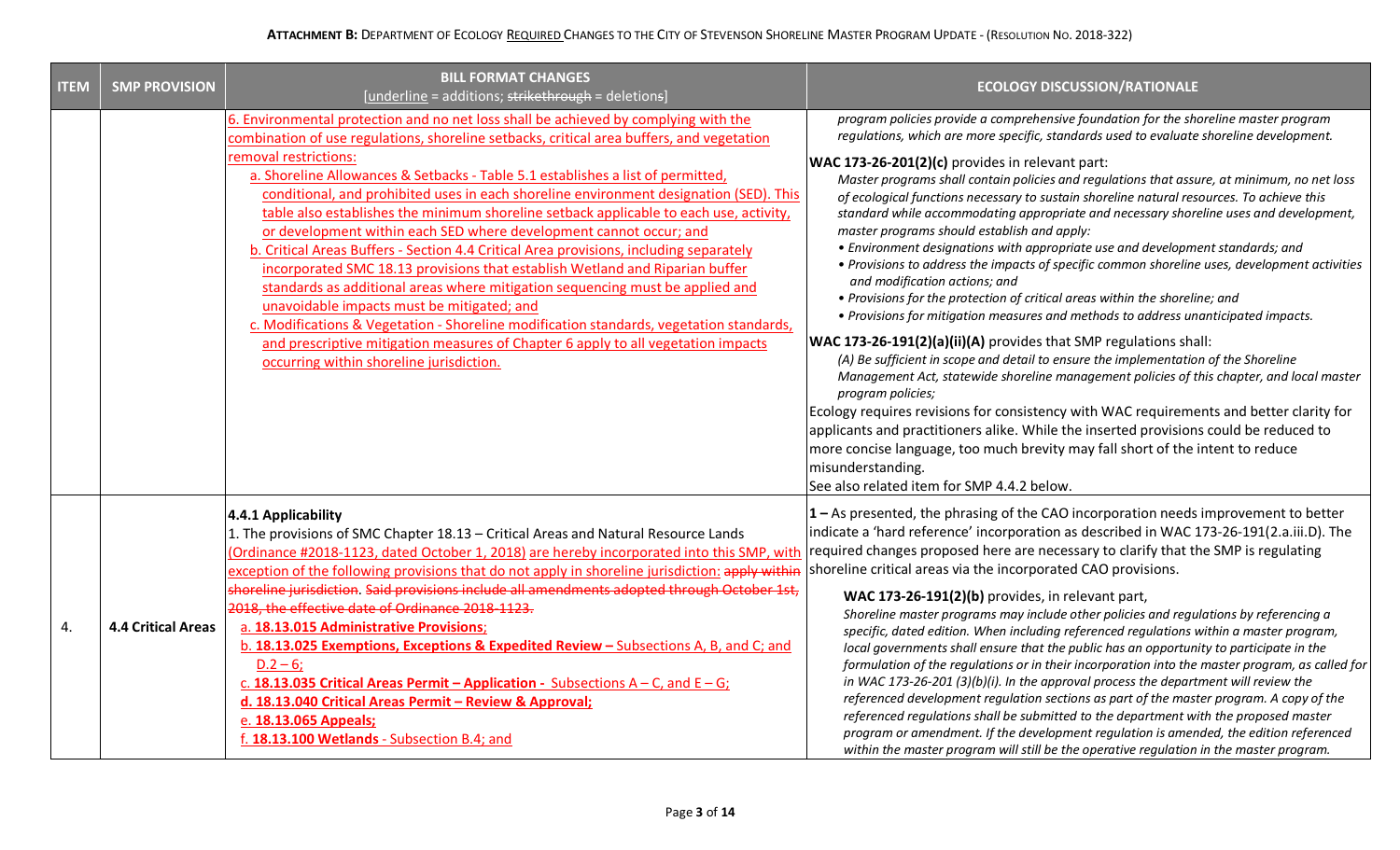**ATTACHMENT B:** DEPARTMENT OF ECOLOGY REQUIRED CHANGES TO THE CITY OF STEVENSON SHORELINE MASTER PROGRAM UPDATE - (RESOLUTION NO. 2018-322)

| ITEM | SMP PROVISION | BILL FORMAT CHANGES [underline = additions; ~~strikethrough~~ = deletions] | ECOLOGY DISCUSSION/RATIONALE |
|---|---|---|---|
| | | <u>6. Environmental protection and no net loss shall be achieved by complying with the combination of use regulations, shoreline setbacks, critical area buffers, and vegetation removal restrictions:</u><br><u>a. Shoreline Allowances & Setbacks - Table 5.1 establishes a list of permitted, conditional, and prohibited uses in each shoreline environment designation (SED). This table also establishes the minimum shoreline setback applicable to each use, activity, or development within each SED where development cannot occur; and</u><br><u>b. Critical Areas Buffers - Section 4.4 Critical Area provisions, including separately incorporated SMC 18.13 provisions that establish Wetland and Riparian buffer standards as additional areas where mitigation sequencing must be applied and unavoidable impacts must be mitigated; and</u><br><u>c. Modifications & Vegetation - Shoreline modification standards, vegetation standards, and prescriptive mitigation measures of Chapter 6 apply to all vegetation impacts occurring within shoreline jurisdiction.</u> | *program policies provide a comprehensive foundation for the shoreline master program regulations, which are more specific, standards used to evaluate shoreline development.*<br><br>**WAC 173-26-201(2)(c)** provides in relevant part:<br>*Master programs shall contain policies and regulations that assure, at minimum, no net loss of ecological functions necessary to sustain shoreline natural resources. To achieve this standard while accommodating appropriate and necessary shoreline uses and development, master programs should establish and apply:*<br>*• Environment designations with appropriate use and development standards; and*<br>*• Provisions to address the impacts of specific common shoreline uses, development activities and modification actions; and*<br>*• Provisions for the protection of critical areas within the shoreline; and*<br>*• Provisions for mitigation measures and methods to address unanticipated impacts.*<br><br>**WAC 173-26-191(2)(a)(ii)(A)** provides that SMP regulations shall:<br>*(A) Be sufficient in scope and detail to ensure the implementation of the Shoreline Management Act, statewide shoreline management policies of this chapter, and local master program policies;*<br>Ecology requires revisions for consistency with WAC requirements and better clarity for applicants and practitioners alike. While the inserted provisions could be reduced to more concise language, too much brevity may fall short of the intent to reduce misunderstanding.<br>See also related item for SMP 4.4.2 below. |
| 4. | **4.4 Critical Areas** | **4.4.1 Applicability**<br>1. The provisions of SMC Chapter 18.13 – Critical Areas and Natural Resource Lands <u>(Ordinance #2018-1123, dated October 1, 2018)</u> <u>are hereby incorporated into this SMP, with exception of the following provisions that do not apply in shoreline jurisdiction:</u> ~~apply within shoreline jurisdiction. Said provisions include all amendments adopted through October 1st, 2018, the effective date of Ordinance 2018-1123.~~<br><u>a. **18.13.015 Administrative Provisions**;</u><br><u>b. **18.13.025 Exemptions, Exceptions & Expedited Review –** Subsections A, B, and C; and D.2 – 6;</u><br><u>c. **18.13.035 Critical Areas Permit – Application -** Subsections A – C, and E – G;</u><br><u>**d. 18.13.040 Critical Areas Permit – Review & Approval;**</u><br><u>e. **18.13.065 Appeals;**</u><br><u>f. **18.13.100 Wetlands** - Subsection B.4; and</u> | **1 –** As presented, the phrasing of the CAO incorporation needs improvement to better indicate a 'hard reference' incorporation as described in WAC 173-26-191(2.a.iii.D). The required changes proposed here are necessary to clarify that the SMP is regulating shoreline critical areas via the incorporated CAO provisions.<br><br>**WAC 173-26-191(2)(b)** provides, in relevant part,<br>*Shoreline master programs may include other policies and regulations by referencing a specific, dated edition. When including referenced regulations within a master program, local governments shall ensure that the public has an opportunity to participate in the formulation of the regulations or in their incorporation into the master program, as called for in WAC 173-26-201 (3)(b)(i). In the approval process the department will review the referenced development regulation sections as part of the master program. A copy of the referenced regulations shall be submitted to the department with the proposed master program or amendment. If the development regulation is amended, the edition referenced within the master program will still be the operative regulation in the master program.* |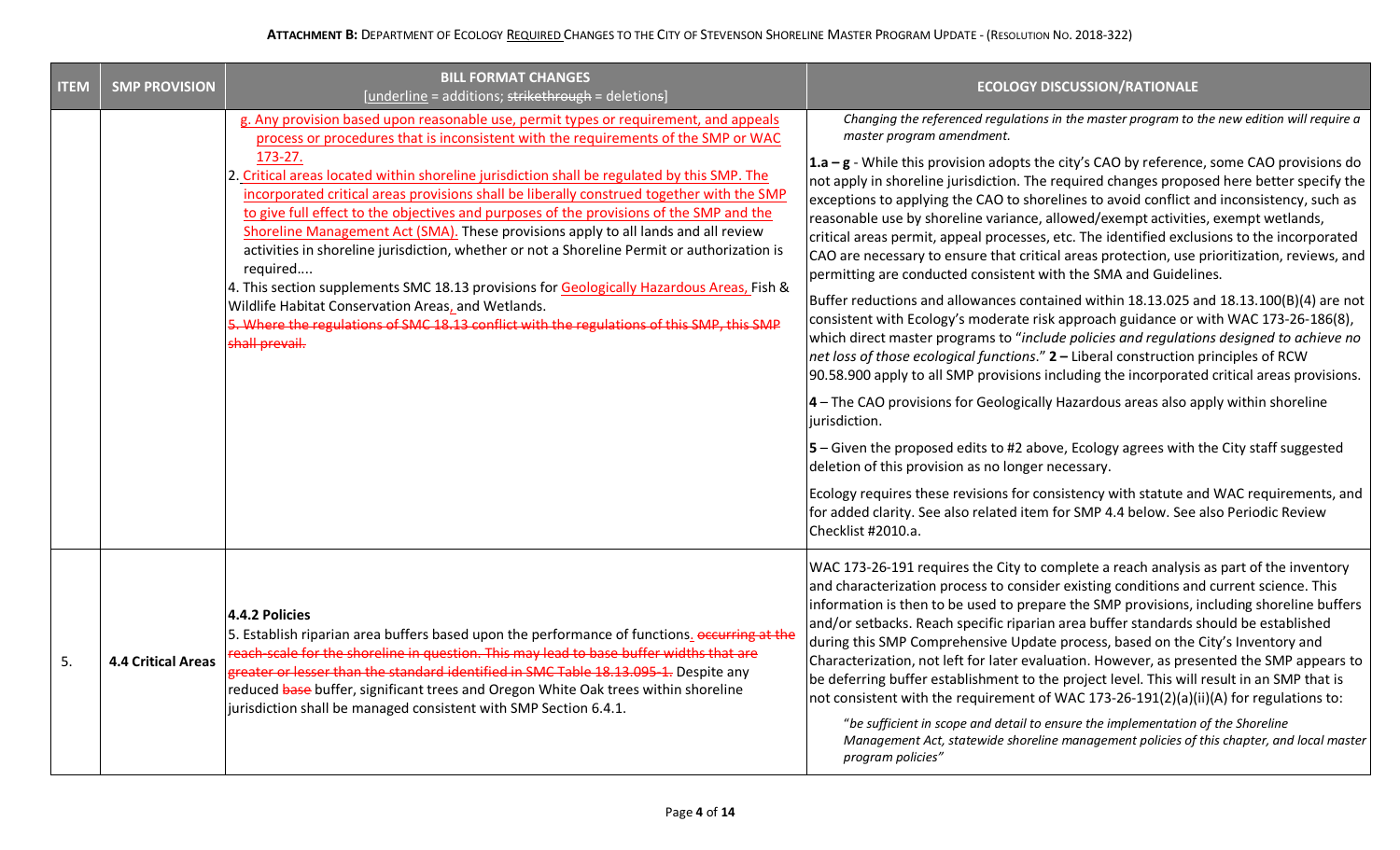**ATTACHMENT B:** DEPARTMENT OF ECOLOGY <u>REQUIRED</u> CHANGES TO THE CITY OF STEVENSON SHORELINE MASTER PROGRAM UPDATE - (RESOLUTION NO. 2018-322)

| ITEM | SMP PROVISION | BILL FORMAT CHANGES [<u>underline</u> = additions; ~~strikethrough~~ = deletions] | ECOLOGY DISCUSSION/RATIONALE |
|---|---|---|---|
| | | <u>g. Any provision based upon reasonable use, permit types or requirement, and appeals process or procedures that is inconsistent with the requirements of the SMP or WAC 173-27.</u><br>2. <u>Critical areas located within shoreline jurisdiction shall be regulated by this SMP. The incorporated critical areas provisions shall be liberally construed together with the SMP to give full effect to the objectives and purposes of the provisions of the SMP and the Shoreline Management Act (SMA).</u> These provisions apply to all lands and all review activities in shoreline jurisdiction, whether or not a Shoreline Permit or authorization is required….<br>4. This section supplements SMC 18.13 provisions for <u>Geologically Hazardous Areas,</u> Fish & Wildlife Habitat Conservation Areas<u>,</u> and Wetlands.<br>~~5. Where the regulations of SMC 18.13 conflict with the regulations of this SMP, this SMP shall prevail.~~ | *Changing the referenced regulations in the master program to the new edition will require a master program amendment.*<br><br>**1.a – g** - While this provision adopts the city's CAO by reference, some CAO provisions do not apply in shoreline jurisdiction. The required changes proposed here better specify the exceptions to applying the CAO to shorelines to avoid conflict and inconsistency, such as reasonable use by shoreline variance, allowed/exempt activities, exempt wetlands, critical areas permit, appeal processes, etc. The identified exclusions to the incorporated CAO are necessary to ensure that critical areas protection, use prioritization, reviews, and permitting are conducted consistent with the SMA and Guidelines.<br><br>Buffer reductions and allowances contained within 18.13.025 and 18.13.100(B)(4) are not consistent with Ecology's moderate risk approach guidance or with WAC 173-26-186(8), which direct master programs to "*include policies and regulations designed to achieve no net loss of those ecological functions*." **2 –** Liberal construction principles of RCW 90.58.900 apply to all SMP provisions including the incorporated critical areas provisions.<br><br>**4** – The CAO provisions for Geologically Hazardous areas also apply within shoreline jurisdiction.<br><br>**5** – Given the proposed edits to #2 above, Ecology agrees with the City staff suggested deletion of this provision as no longer necessary.<br><br>Ecology requires these revisions for consistency with statute and WAC requirements, and for added clarity. See also related item for SMP 4.4 below. See also Periodic Review Checklist #2010.a. |
| 5. | **4.4 Critical Areas** | **4.4.2 Policies**<br>5. Establish riparian area buffers based upon the performance of functions<u>.</u> ~~occurring at the reach-scale for the shoreline in question. This may lead to base buffer widths that are greater or lesser than the standard identified in SMC Table 18.13.095-1.~~ Despite any reduced ~~base~~ buffer, significant trees and Oregon White Oak trees within shoreline jurisdiction shall be managed consistent with SMP Section 6.4.1. | WAC 173-26-191 requires the City to complete a reach analysis as part of the inventory and characterization process to consider existing conditions and current science. This information is then to be used to prepare the SMP provisions, including shoreline buffers and/or setbacks. Reach specific riparian area buffer standards should be established during this SMP Comprehensive Update process, based on the City's Inventory and Characterization, not left for later evaluation. However, as presented the SMP appears to be deferring buffer establishment to the project level. This will result in an SMP that is not consistent with the requirement of WAC 173-26-191(2)(a)(ii)(A) for regulations to:<br><br>"*be sufficient in scope and detail to ensure the implementation of the Shoreline Management Act, statewide shoreline management policies of this chapter, and local master program policies*" |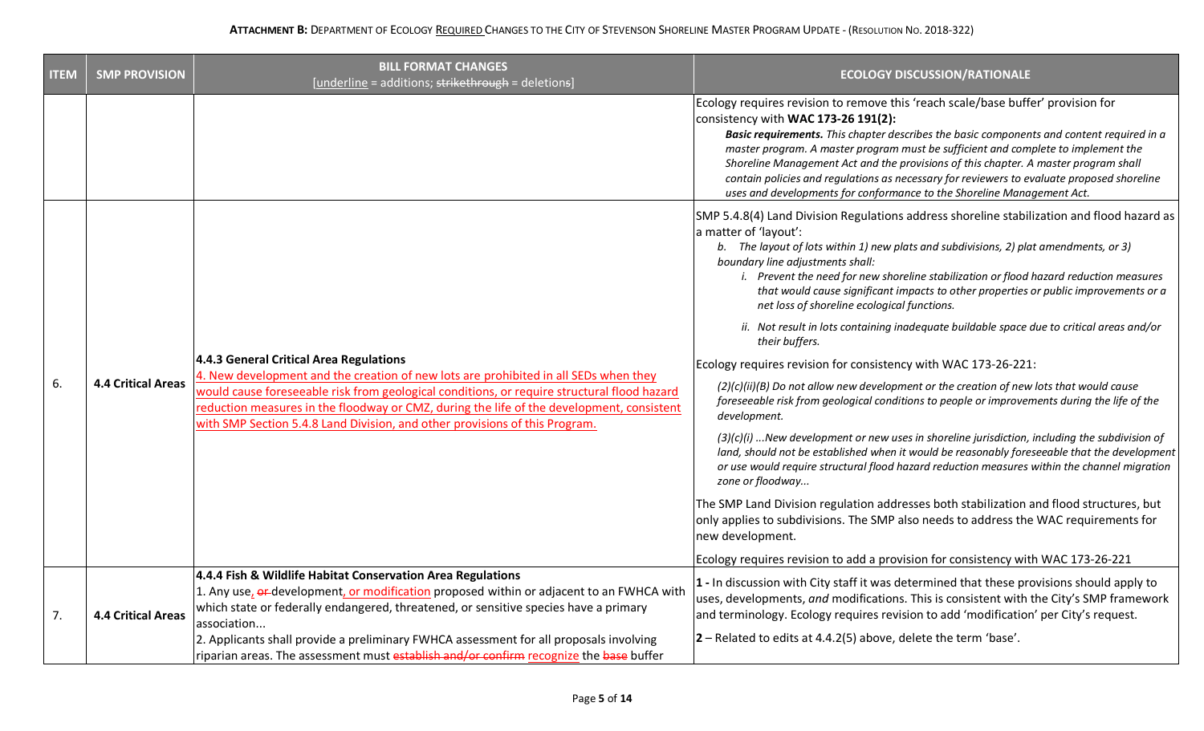**ATTACHMENT B:** DEPARTMENT OF ECOLOGY REQUIRED CHANGES TO THE CITY OF STEVENSON SHORELINE MASTER PROGRAM UPDATE - (RESOLUTION NO. 2018-322)

| ITEM | SMP PROVISION | BILL FORMAT CHANGES [underline = additions; ~~strikethrough~~ = deletions] | ECOLOGY DISCUSSION/RATIONALE |
|---|---|---|---|
| | | | Ecology requires revision to remove this 'reach scale/base buffer' provision for consistency with **WAC 173-26 191(2):** ***Basic requirements.*** *This chapter describes the basic components and content required in a master program. A master program must be sufficient and complete to implement the Shoreline Management Act and the provisions of this chapter. A master program shall contain policies and regulations as necessary for reviewers to evaluate proposed shoreline uses and developments for conformance to the Shoreline Management Act.* |
| 6. | **4.4 Critical Areas** | **4.4.3 General Critical Area Regulations** <u>4. New development and the creation of new lots are prohibited in all SEDs when they would cause foreseeable risk from geological conditions, or require structural flood hazard reduction measures in the floodway or CMZ, during the life of the development, consistent with SMP Section 5.4.8 Land Division, and other provisions of this Program.</u> | SMP 5.4.8(4) Land Division Regulations address shoreline stabilization and flood hazard as a matter of 'layout': *b. The layout of lots within 1) new plats and subdivisions, 2) plat amendments, or 3) boundary line adjustments shall:* *i. Prevent the need for new shoreline stabilization or flood hazard reduction measures that would cause significant impacts to other properties or public improvements or a net loss of shoreline ecological functions.* *ii. Not result in lots containing inadequate buildable space due to critical areas and/or their buffers.* Ecology requires revision for consistency with WAC 173-26-221: *(2)(c)(ii)(B) Do not allow new development or the creation of new lots that would cause foreseeable risk from geological conditions to people or improvements during the life of the development.* *(3)(c)(i) ...New development or new uses in shoreline jurisdiction, including the subdivision of land, should not be established when it would be reasonably foreseeable that the development or use would require structural flood hazard reduction measures within the channel migration zone or floodway...* The SMP Land Division regulation addresses both stabilization and flood structures, but only applies to subdivisions. The SMP also needs to address the WAC requirements for new development. Ecology requires revision to add a provision for consistency with WAC 173-26-221 |
| 7. | **4.4 Critical Areas** | **4.4.4 Fish & Wildlife Habitat Conservation Area Regulations** 1. Any use<u>,</u> ~~or~~ development<u>, or modification</u> proposed within or adjacent to an FWHCA with which state or federally endangered, threatened, or sensitive species have a primary association... 2. Applicants shall provide a preliminary FWHCA assessment for all proposals involving riparian areas. The assessment must ~~establish and/or confirm~~ <u>recognize</u> the ~~base~~ buffer | **1 -** In discussion with City staff it was determined that these provisions should apply to uses, developments, *and* modifications. This is consistent with the City's SMP framework and terminology. Ecology requires revision to add 'modification' per City's request. **2** – Related to edits at 4.4.2(5) above, delete the term 'base'. |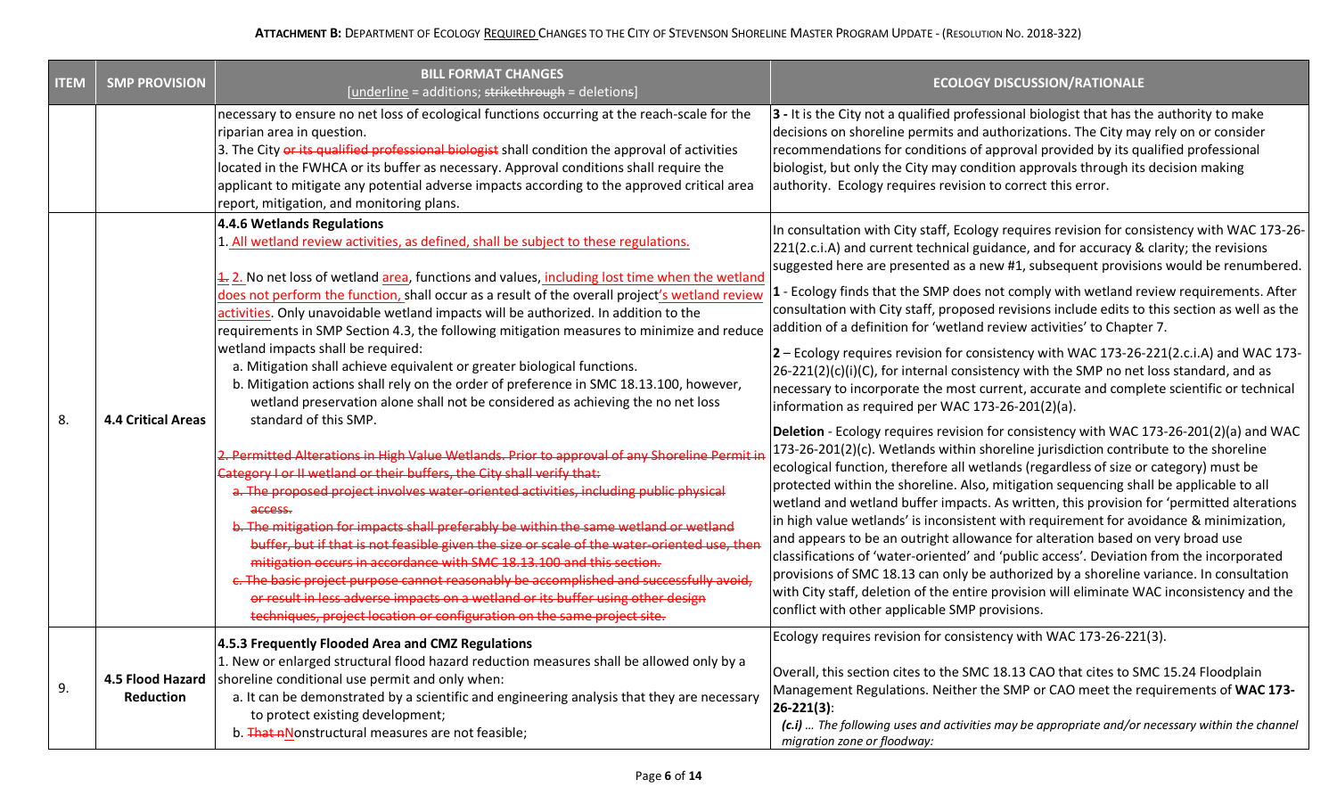**ATTACHMENT B:** DEPARTMENT OF ECOLOGY REQUIRED CHANGES TO THE CITY OF STEVENSON SHORELINE MASTER PROGRAM UPDATE - (RESOLUTION NO. 2018-322)

| ITEM | SMP PROVISION | BILL FORMAT CHANGES [underline = additions; ~~strikethrough~~ = deletions] | ECOLOGY DISCUSSION/RATIONALE |
|---|---|---|---|
| | | necessary to ensure no net loss of ecological functions occurring at the reach-scale for the riparian area in question.<br>3. The City ~~or its qualified professional biologist~~ shall condition the approval of activities located in the FWHCA or its buffer as necessary. Approval conditions shall require the applicant to mitigate any potential adverse impacts according to the approved critical area report, mitigation, and monitoring plans. | **3 -** It is the City not a qualified professional biologist that has the authority to make decisions on shoreline permits and authorizations. The City may rely on or consider recommendations for conditions of approval provided by its qualified professional biologist, but only the City may condition approvals through its decision making authority. Ecology requires revision to correct this error. |
| 8. | **4.4 Critical Areas** | **4.4.6 Wetlands Regulations**<br>1. <u>All wetland review activities, as defined, shall be subject to these regulations.</u><br>~~1.~~ <u>2.</u> No net loss of wetland <u>area</u>, functions and values, <u>including lost time when the wetland does not perform the function,</u> shall occur as a result of the overall project<u>'s wetland review activities</u>. Only unavoidable wetland impacts will be authorized. In addition to the requirements in SMP Section 4.3, the following mitigation measures to minimize and reduce wetland impacts shall be required:<br>a. Mitigation shall achieve equivalent or greater biological functions.<br>b. Mitigation actions shall rely on the order of preference in SMC 18.13.100, however, wetland preservation alone shall not be considered as achieving the no net loss standard of this SMP.<br>~~2. Permitted Alterations in High Value Wetlands. Prior to approval of any Shoreline Permit in Category I or II wetland or their buffers, the City shall verify that:~~<br>~~a. The proposed project involves water-oriented activities, including public physical access.~~<br>~~b. The mitigation for impacts shall preferably be within the same wetland or wetland buffer, but if that is not feasible given the size or scale of the water-oriented use, then mitigation occurs in accordance with SMC 18.13.100 and this section.~~<br>~~c. The basic project purpose cannot reasonably be accomplished and successfully avoid, or result in less adverse impacts on a wetland or its buffer using other design techniques, project location or configuration on the same project site.~~ | In consultation with City staff, Ecology requires revision for consistency with WAC 173-26-221(2.c.i.A) and current technical guidance, and for accuracy & clarity; the revisions suggested here are presented as a new #1, subsequent provisions would be renumbered.<br>**1** - Ecology finds that the SMP does not comply with wetland review requirements. After consultation with City staff, proposed revisions include edits to this section as well as the addition of a definition for 'wetland review activities' to Chapter 7.<br>**2** – Ecology requires revision for consistency with WAC 173-26-221(2.c.i.A) and WAC 173-26-221(2)(c)(i)(C), for internal consistency with the SMP no net loss standard, and as necessary to incorporate the most current, accurate and complete scientific or technical information as required per WAC 173-26-201(2)(a).<br>**Deletion** - Ecology requires revision for consistency with WAC 173-26-201(2)(a) and WAC 173-26-201(2)(c). Wetlands within shoreline jurisdiction contribute to the shoreline ecological function, therefore all wetlands (regardless of size or category) must be protected within the shoreline. Also, mitigation sequencing shall be applicable to all wetland and wetland buffer impacts. As written, this provision for 'permitted alterations in high value wetlands' is inconsistent with requirement for avoidance & minimization, and appears to be an outright allowance for alteration based on very broad use classifications of 'water-oriented' and 'public access'. Deviation from the incorporated provisions of SMC 18.13 can only be authorized by a shoreline variance. In consultation with City staff, deletion of the entire provision will eliminate WAC inconsistency and the conflict with other applicable SMP provisions. |
| 9. | **4.5 Flood Hazard Reduction** | **4.5.3 Frequently Flooded Area and CMZ Regulations**<br>1. New or enlarged structural flood hazard reduction measures shall be allowed only by a shoreline conditional use permit and only when:<br>a. It can be demonstrated by a scientific and engineering analysis that they are necessary to protect existing development;<br>b. ~~That n~~<u>N</u>onstructural measures are not feasible; | Ecology requires revision for consistency with WAC 173-26-221(3).<br>Overall, this section cites to the SMC 18.13 CAO that cites to SMC 15.24 Floodplain Management Regulations. Neither the SMP or CAO meet the requirements of **WAC 173-26-221(3)**:<br>*(c.i) … The following uses and activities may be appropriate and/or necessary within the channel migration zone or floodway:* |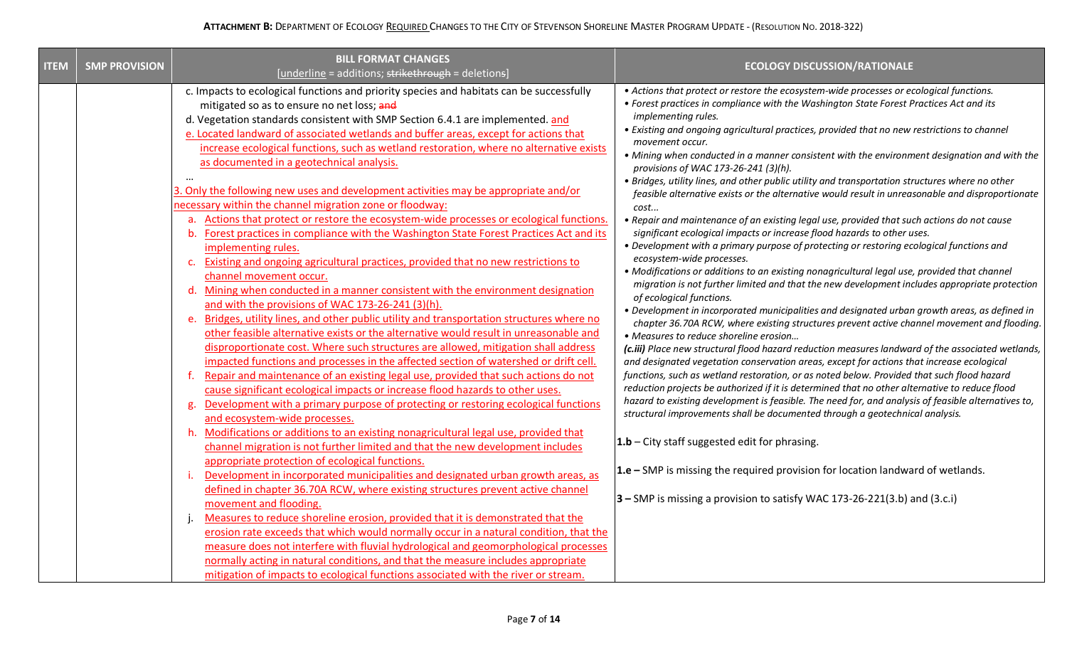**ATTACHMENT B:** DEPARTMENT OF ECOLOGY REQUIRED CHANGES TO THE CITY OF STEVENSON SHORELINE MASTER PROGRAM UPDATE - (RESOLUTION NO. 2018-322)

| ITEM | SMP PROVISION | BILL FORMAT CHANGES [underline = additions; strikethrough = deletions] | ECOLOGY DISCUSSION/RATIONALE |
|---|---|---|---|
| | | c. Impacts to ecological functions and priority species and habitats can be successfully mitigated so as to ensure no net loss; ~~and~~<br>d. Vegetation standards consistent with SMP Section 6.4.1 are implemented. <u>and</u><br><u>e. Located landward of associated wetlands and buffer areas, except for actions that increase ecological functions, such as wetland restoration, where no alternative exists as documented in a geotechnical analysis.</u><br>…<br><u>3. Only the following new uses and development activities may be appropriate and/or necessary within the channel migration zone or floodway:</u><br><u>a. Actions that protect or restore the ecosystem-wide processes or ecological functions.</u><br><u>b. Forest practices in compliance with the Washington State Forest Practices Act and its implementing rules.</u><br><u>c. Existing and ongoing agricultural practices, provided that no new restrictions to channel movement occur.</u><br><u>d. Mining when conducted in a manner consistent with the environment designation and with the provisions of WAC 173-26-241 (3)(h).</u><br><u>e. Bridges, utility lines, and other public utility and transportation structures where no other feasible alternative exists or the alternative would result in unreasonable and disproportionate cost. Where such structures are allowed, mitigation shall address impacted functions and processes in the affected section of watershed or drift cell.</u><br><u>f. Repair and maintenance of an existing legal use, provided that such actions do not cause significant ecological impacts or increase flood hazards to other uses.</u><br><u>g. Development with a primary purpose of protecting or restoring ecological functions and ecosystem-wide processes.</u><br><u>h. Modifications or additions to an existing nonagricultural legal use, provided that channel migration is not further limited and that the new development includes appropriate protection of ecological functions.</u><br><u>i. Development in incorporated municipalities and designated urban growth areas, as defined in chapter 36.70A RCW, where existing structures prevent active channel movement and flooding.</u><br><u>j. Measures to reduce shoreline erosion, provided that it is demonstrated that the erosion rate exceeds that which would normally occur in a natural condition, that the measure does not interfere with fluvial hydrological and geomorphological processes normally acting in natural conditions, and that the measure includes appropriate mitigation of impacts to ecological functions associated with the river or stream.</u> | *• Actions that protect or restore the ecosystem-wide processes or ecological functions.*<br>*• Forest practices in compliance with the Washington State Forest Practices Act and its implementing rules.*<br>*• Existing and ongoing agricultural practices, provided that no new restrictions to channel movement occur.*<br>*• Mining when conducted in a manner consistent with the environment designation and with the provisions of WAC 173-26-241 (3)(h).*<br>*• Bridges, utility lines, and other public utility and transportation structures where no other feasible alternative exists or the alternative would result in unreasonable and disproportionate cost...*<br>*• Repair and maintenance of an existing legal use, provided that such actions do not cause significant ecological impacts or increase flood hazards to other uses.*<br>*• Development with a primary purpose of protecting or restoring ecological functions and ecosystem-wide processes.*<br>*• Modifications or additions to an existing nonagricultural legal use, provided that channel migration is not further limited and that the new development includes appropriate protection of ecological functions.*<br>*• Development in incorporated municipalities and designated urban growth areas, as defined in chapter 36.70A RCW, where existing structures prevent active channel movement and flooding.*<br>*• Measures to reduce shoreline erosion...*<br>***(c.iii)*** *Place new structural flood hazard reduction measures landward of the associated wetlands, and designated vegetation conservation areas, except for actions that increase ecological functions, such as wetland restoration, or as noted below. Provided that such flood hazard reduction projects be authorized if it is determined that no other alternative to reduce flood hazard to existing development is feasible. The need for, and analysis of feasible alternatives to, structural improvements shall be documented through a geotechnical analysis.*<br><br>**1.b** – City staff suggested edit for phrasing.<br><br>**1.e –** SMP is missing the required provision for location landward of wetlands.<br><br>**3 –** SMP is missing a provision to satisfy WAC 173-26-221(3.b) and (3.c.i) |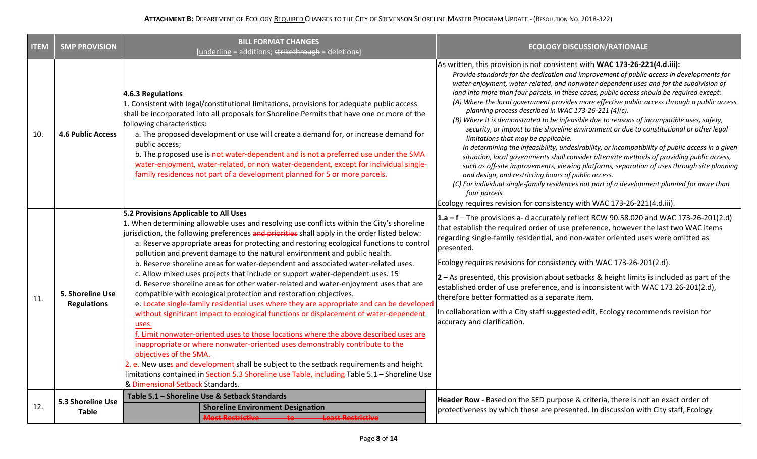**ATTACHMENT B:** DEPARTMENT OF ECOLOGY REQUIRED CHANGES TO THE CITY OF STEVENSON SHORELINE MASTER PROGRAM UPDATE - (RESOLUTION NO. 2018-322)

| ITEM | SMP PROVISION | BILL FORMAT CHANGES [underline = additions; strikethrough = deletions] | ECOLOGY DISCUSSION/RATIONALE |
|---|---|---|---|
| 10. | **4.6 Public Access** | **4.6.3 Regulations**<br>1. Consistent with legal/constitutional limitations, provisions for adequate public access shall be incorporated into all proposals for Shoreline Permits that have one or more of the following characteristics:<br>a. The proposed development or use will create a demand for, or increase demand for public access;<br>b. The proposed use is ~~not water-dependent and is not a preferred use under the SMA~~ <u>water-enjoyment, water-related, or non water-dependent, except for individual single-family residences not part of a development planned for 5 or more parcels.</u> | As written, this provision is not consistent with **WAC 173-26-221(4.d.iii):**<br>*Provide standards for the dedication and improvement of public access in developments for water-enjoyment, water-related, and nonwater-dependent uses and for the subdivision of land into more than four parcels. In these cases, public access should be required except:*<br>*(A) Where the local government provides more effective public access through a public access planning process described in WAC 173-26-221 (4)(c).*<br>*(B) Where it is demonstrated to be infeasible due to reasons of incompatible uses, safety, security, or impact to the shoreline environment or due to constitutional or other legal limitations that may be applicable.*<br>*In determining the infeasibility, undesirability, or incompatibility of public access in a given situation, local governments shall consider alternate methods of providing public access, such as off-site improvements, viewing platforms, separation of uses through site planning and design, and restricting hours of public access.*<br>*(C) For individual single-family residences not part of a development planned for more than four parcels.*<br>Ecology requires revision for consistency with WAC 173-26-221(4.d.iii). |
| 11. | **5. Shoreline Use Regulations** | **5.2 Provisions Applicable to All Uses**<br>1. When determining allowable uses and resolving use conflicts within the City's shoreline jurisdiction, the following preferences ~~and priorities~~ shall apply in the order listed below:<br>a. Reserve appropriate areas for protecting and restoring ecological functions to control pollution and prevent damage to the natural environment and public health.<br>b. Reserve shoreline areas for water-dependent and associated water-related uses.<br>c. Allow mixed uses projects that include or support water-dependent uses. 15<br>d. Reserve shoreline areas for other water-related and water-enjoyment uses that are compatible with ecological protection and restoration objectives.<br>e. <u>Locate single-family residential uses where they are appropriate and can be developed without significant impact to ecological functions or displacement of water-dependent uses.</u><br>f. <u>Limit nonwater-oriented uses to those locations where the above described uses are inappropriate or where nonwater-oriented uses demonstrably contribute to the objectives of the SMA.</u><br><u>2.</u> ~~e.~~ New use~~s~~ <u>and development</u> shall be subject to the setback requirements and height limitations contained in <u>Section 5.3 Shoreline use Table, including</u> Table 5.1 – Shoreline Use & ~~Dimensional~~ <u>Setback</u> Standards. | **1.a – f** – The provisions a- d accurately reflect RCW 90.58.020 and WAC 173-26-201(2.d) that establish the required order of use preference, however the last two WAC items regarding single-family residential, and non-water oriented uses were omitted as presented.<br><br>Ecology requires revisions for consistency with WAC 173-26-201(2.d).<br><br>**2** – As presented, this provision about setbacks & height limits is included as part of the established order of use preference, and is inconsistent with WAC 173.26-201(2.d), therefore better formatted as a separate item.<br><br>In collaboration with a City staff suggested edit, Ecology recommends revision for accuracy and clarification. |
| 12. | **5.3 Shoreline Use Table** | **Table 5.1 – Shoreline Use & Setback Standards**<br>**Shoreline Environment Designation**<br>~~Most Restrictive to Least Restrictive~~ | **Header Row -** Based on the SED purpose & criteria, there is not an exact order of protectiveness by which these are presented. In discussion with City staff, Ecology |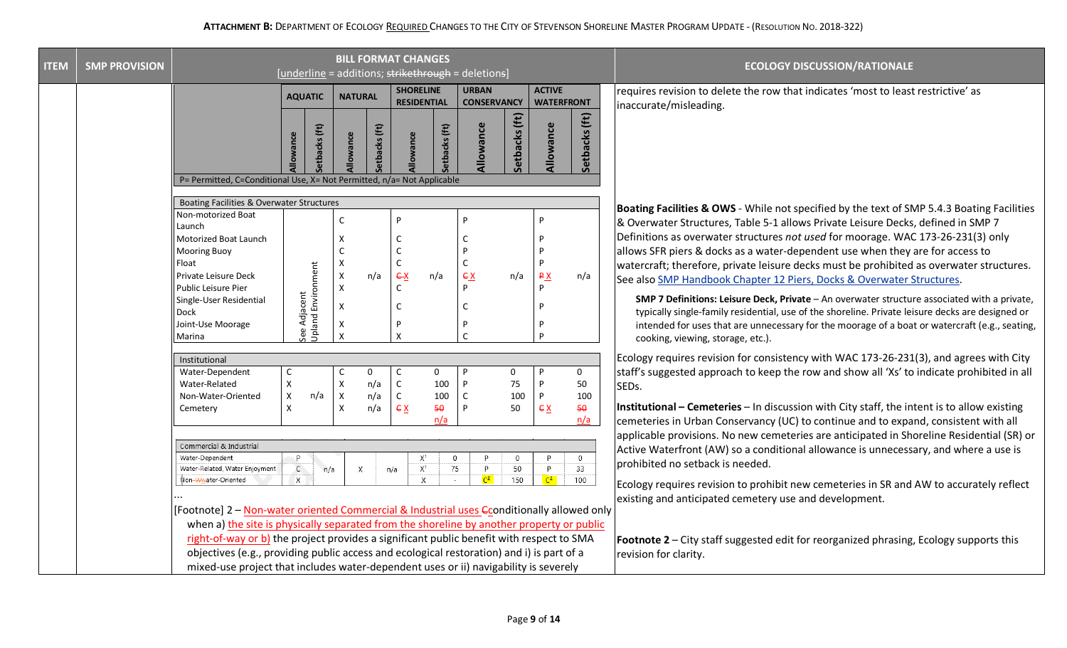**ATTACHMENT B:** DEPARTMENT OF ECOLOGY REQUIRED CHANGES TO THE CITY OF STEVENSON SHORELINE MASTER PROGRAM UPDATE - (RESOLUTION NO. 2018-322)

| ITEM | SMP PROVISION | BILL FORMAT CHANGES [underline = additions; ~~strikethrough~~ = deletions] | ECOLOGY DISCUSSION/RATIONALE |
|---|---|---|---|
| | | (see table below) | requires revision to delete the row that indicates 'most to least restrictive' as inaccurate/misleading. |

| | AQUATIC | | NATURAL | | SHORELINE RESIDENTIAL | | URBAN CONSERVANCY | | ACTIVE WATERFRONT | |
|---|---|---|---|---|---|---|---|---|---|---|
| | Allowance | Setbacks (ft) | Allowance | Setbacks (ft) | Allowance | Setbacks (ft) | Allowance | Setbacks (ft) | Allowance | Setbacks (ft) |
| P= Permitted, C=Conditional Use, X= Not Permitted, n/a= Not Applicable | | | | | | | | | | |
| **Boating Facilities & Overwater Structures** | | | | | | | | | | |
| Non-motorized Boat Launch | See Adjacent Upland Environment | | C | | P | | P | | P | |
| Motorized Boat Launch | | | X | | C | | C | | P | |
| Mooring Buoy | | | C | | C | | P | | P | |
| Float | | | X | | C | | C | | P | |
| Private Leisure Deck | | | X | n/a | ~~C~~X | n/a | ~~C~~X | n/a | ~~P~~X | n/a |
| Public Leisure Pier | | | X | | C | | P | | P | |
| Single-User Residential Dock | | | X | | C | | C | | P | |
| Joint-Use Moorage | | | X | | P | | P | | P | |
| Marina | | | X | | X | | C | | P | |
| **Institutional** | | | | | | | | | | |
| Water-Dependent | C | n/a | C | 0 | C | 0 | P | 0 | P | 0 |
| Water-Related | X | | X | n/a | C | 100 | P | 75 | P | 50 |
| Non-Water-Oriented | X | | X | n/a | C | 100 | C | 100 | P | 100 |
| Cemetery | X | | X | n/a | ~~C~~X | ~~50~~ n/a | P | 50 | ~~C~~X | ~~50~~ n/a |
| **Commercial & Industrial** | | | | | | | | | | |
| Water-Dependent | P | n/a | X | n/a | X[1] | 0 | P | 0 | P | 0 |
| Water-Related, Water Enjoyment | C | | | | X[1] | 75 | P | 50 | P | 33 |
| Non-~~W~~water-Oriented | X | | | | X | - | C[2] | 150 | C[2] | 100 |

...

[Footnote] 2 – Non-water oriented Commercial & Industrial uses ~~C~~conditionally allowed only when a) the site is physically separated from the shoreline by another property or public right-of-way or b) the project provides a significant public benefit with respect to SMA objectives (e.g., providing public access and ecological restoration) and i) is part of a mixed-use project that includes water-dependent uses or ii) navigability is severely

**ECOLOGY DISCUSSION/RATIONALE (continued):**

**Boating Facilities & OWS** - While not specified by the text of SMP 5.4.3 Boating Facilities & Overwater Structures, Table 5-1 allows Private Leisure Decks, defined in SMP 7 Definitions as overwater structures *not used* for moorage. WAC 173-26-231(3) only allows SFR piers & docks as a water-dependent use when they are for access to watercraft; therefore, private leisure decks must be prohibited as overwater structures. See also SMP Handbook Chapter 12 Piers, Docks & Overwater Structures.

> **SMP 7 Definitions: Leisure Deck, Private** – An overwater structure associated with a private, typically single-family residential, use of the shoreline. Private leisure decks are designed or intended for uses that are unnecessary for the moorage of a boat or watercraft (e.g., seating, cooking, viewing, storage, etc.).

Ecology requires revision for consistency with WAC 173-26-231(3), and agrees with City staff's suggested approach to keep the row and show all 'Xs' to indicate prohibited in all SEDs.

**Institutional – Cemeteries** – In discussion with City staff, the intent is to allow existing cemeteries in Urban Conservancy (UC) to continue and to expand, consistent with all applicable provisions. No new cemeteries are anticipated in Shoreline Residential (SR) or Active Waterfront (AW) so a conditional allowance is unnecessary, and where a use is prohibited no setback is needed.

Ecology requires revision to prohibit new cemeteries in SR and AW to accurately reflect existing and anticipated cemetery use and development.

**Footnote 2** – City staff suggested edit for reorganized phrasing, Ecology supports this revision for clarity.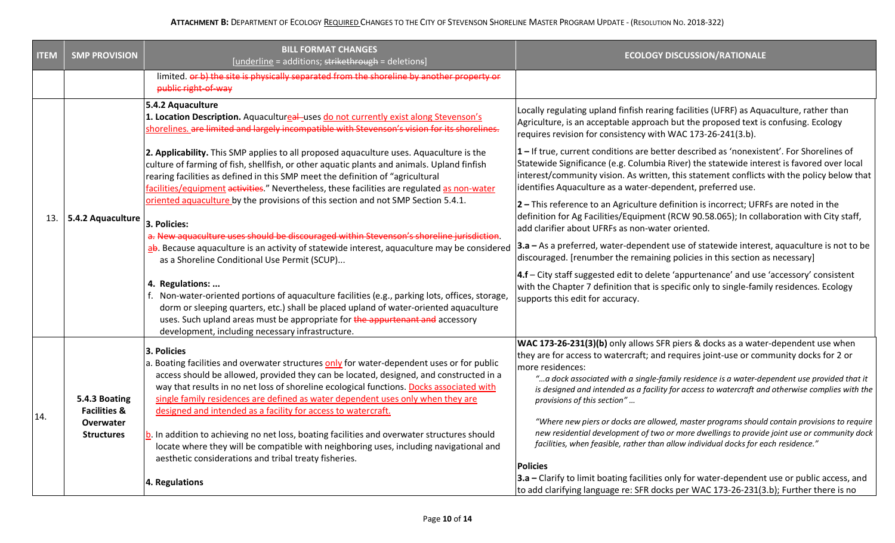**ATTACHMENT B:** DEPARTMENT OF ECOLOGY REQUIRED CHANGES TO THE CITY OF STEVENSON SHORELINE MASTER PROGRAM UPDATE - (RESOLUTION NO. 2018-322)

| ITEM | SMP PROVISION | BILL FORMAT CHANGES [underline = additions; ~~strikethrough~~ = deletions] | ECOLOGY DISCUSSION/RATIONALE |
|---|---|---|---|
| | | limited. ~~or b) the site is physically separated from the shoreline by another property or public right-of-way~~ | |
| 13. | 5.4.2 Aquaculture | **5.4.2 Aquaculture**<br>**1. Location Description.** Aquacultur<u>e</u>~~al~~ uses <u>do not currently exist along Stevenson's shorelines.</u> ~~are limited and largely incompatible with Stevenson's vision for its shorelines.~~<br><br>**2. Applicability.** This SMP applies to all proposed aquaculture uses. Aquaculture is the culture of farming of fish, shellfish, or other aquatic plants and animals. Upland finfish rearing facilities as defined in this SMP meet the definition of "agricultural <u>facilities/equipment</u> ~~activities~~." Nevertheless, these facilities are regulated <u>as non-water oriented aquaculture</u> by the provisions of this section and not SMP Section 5.4.1.<br><br>**3. Policies:**<br>~~a. New aquaculture uses should be discouraged within Stevenson's shoreline jurisdiction.~~<br><u>a</u>~~b~~. Because aquaculture is an activity of statewide interest, aquaculture may be considered as a Shoreline Conditional Use Permit (SCUP)...<br><br>**4. Regulations: ...**<br>f. Non-water-oriented portions of aquaculture facilities (e.g., parking lots, offices, storage, dorm or sleeping quarters, etc.) shall be placed upland of water-oriented aquaculture uses. Such upland areas must be appropriate for ~~the appurtenant and~~ accessory development, including necessary infrastructure. | Locally regulating upland finfish rearing facilities (UFRF) as Aquaculture, rather than Agriculture, is an acceptable approach but the proposed text is confusing. Ecology requires revision for consistency with WAC 173-26-241(3.b).<br><br>**1 –** If true, current conditions are better described as 'nonexistent'. For Shorelines of Statewide Significance (e.g. Columbia River) the statewide interest is favored over local interest/community vision. As written, this statement conflicts with the policy below that identifies Aquaculture as a water-dependent, preferred use.<br><br>**2 –** This reference to an Agriculture definition is incorrect; UFRFs are noted in the definition for Ag Facilities/Equipment (RCW 90.58.065); In collaboration with City staff, add clarifier about UFRFs as non-water oriented.<br><br>**3.a –** As a preferred, water-dependent use of statewide interest, aquaculture is not to be discouraged. [renumber the remaining policies in this section as necessary]<br><br>**4.f** – City staff suggested edit to delete 'appurtenance' and use 'accessory' consistent with the Chapter 7 definition that is specific only to single-family residences. Ecology supports this edit for accuracy. |
| 14. | 5.4.3 Boating Facilities & Overwater Structures | **3. Policies**<br>a. Boating facilities and overwater structures <u>only</u> for water-dependent uses or for public access should be allowed, provided they can be located, designed, and constructed in a way that results in no net loss of shoreline ecological functions. <u>Docks associated with single family residences are defined as water dependent uses only when they are designed and intended as a facility for access to watercraft.</u><br><br><u>b</u>. In addition to achieving no net loss, boating facilities and overwater structures should locate where they will be compatible with neighboring uses, including navigational and aesthetic considerations and tribal treaty fisheries.<br><br>**4. Regulations** | **WAC 173-26-231(3)(b)** only allows SFR piers & docks as a water-dependent use when they are for access to watercraft; and requires joint-use or community docks for 2 or more residences:<br>*"…a dock associated with a single-family residence is a water-dependent use provided that it is designed and intended as a facility for access to watercraft and otherwise complies with the provisions of this section" …*<br><br>*"Where new piers or docks are allowed, master programs should contain provisions to require new residential development of two or more dwellings to provide joint use or community dock facilities, when feasible, rather than allow individual docks for each residence."*<br><br>**Policies**<br>**3.a –** Clarify to limit boating facilities only for water-dependent use or public access, and to add clarifying language re: SFR docks per WAC 173-26-231(3.b); Further there is no |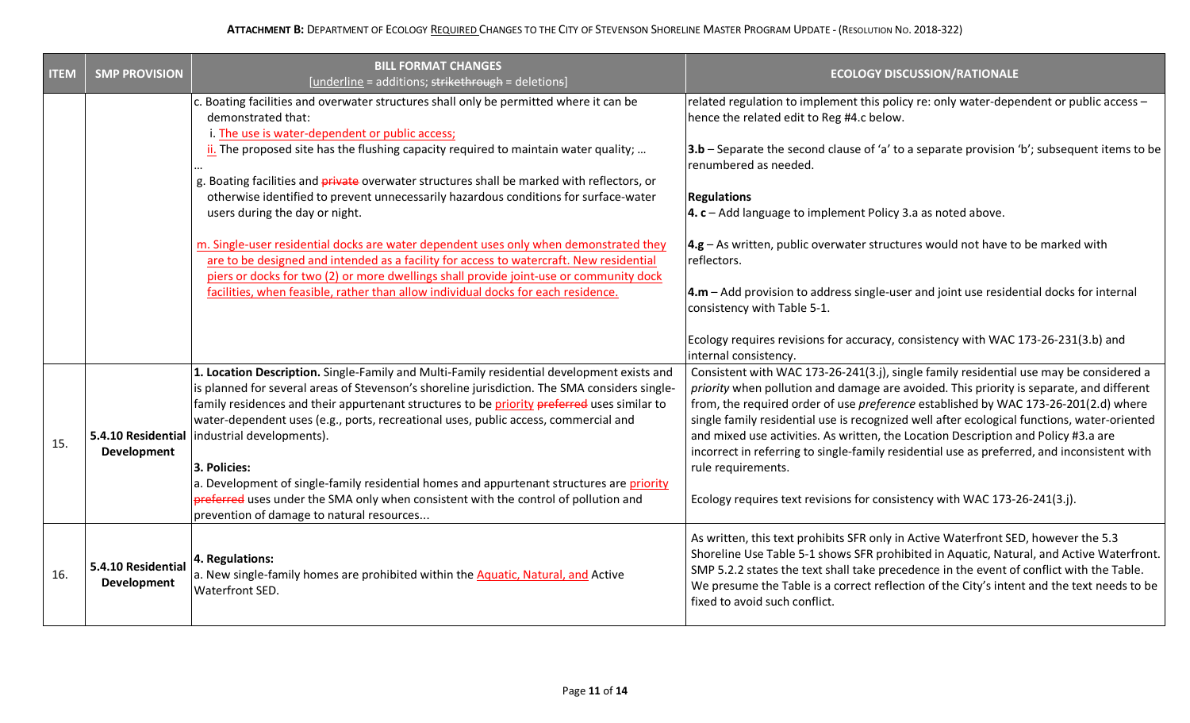**ATTACHMENT B:** DEPARTMENT OF ECOLOGY <u>REQUIRED</u> CHANGES TO THE CITY OF STEVENSON SHORELINE MASTER PROGRAM UPDATE - (RESOLUTION NO. 2018-322)

| ITEM | SMP PROVISION | BILL FORMAT CHANGES [<u>underline</u> = additions; ~~strikethrough~~ = deletions] | ECOLOGY DISCUSSION/RATIONALE |
|---|---|---|---|
| | | c. Boating facilities and overwater structures shall only be permitted where it can be demonstrated that:<br>i. <u>The use is water-dependent or public access;</u><br><u>ii.</u> The proposed site has the flushing capacity required to maintain water quality; …<br>…<br>g. Boating facilities and ~~private~~ overwater structures shall be marked with reflectors, or otherwise identified to prevent unnecessarily hazardous conditions for surface-water users during the day or night.<br><br><u>m. Single-user residential docks are water dependent uses only when demonstrated they are to be designed and intended as a facility for access to watercraft. New residential piers or docks for two (2) or more dwellings shall provide joint-use or community dock facilities, when feasible, rather than allow individual docks for each residence.</u> | related regulation to implement this policy re: only water-dependent or public access – hence the related edit to Reg #4.c below.<br><br>**3.b** – Separate the second clause of 'a' to a separate provision 'b'; subsequent items to be renumbered as needed.<br><br>**Regulations**<br>**4. c** – Add language to implement Policy 3.a as noted above.<br><br>**4.g** – As written, public overwater structures would not have to be marked with reflectors.<br><br>**4.m** – Add provision to address single-user and joint use residential docks for internal consistency with Table 5-1.<br><br>Ecology requires revisions for accuracy, consistency with WAC 173-26-231(3.b) and internal consistency. |
| 15. | **5.4.10 Residential Development** | **1. Location Description.** Single-Family and Multi-Family residential development exists and is planned for several areas of Stevenson's shoreline jurisdiction. The SMA considers single-family residences and their appurtenant structures to be <u>priority</u> ~~preferred~~ uses similar to water-dependent uses (e.g., ports, recreational uses, public access, commercial and industrial developments).<br><br>**3. Policies:**<br>a. Development of single-family residential homes and appurtenant structures are <u>priority</u> ~~preferred~~ uses under the SMA only when consistent with the control of pollution and prevention of damage to natural resources... | Consistent with WAC 173-26-241(3.j), single family residential use may be considered a *priority* when pollution and damage are avoided. This priority is separate, and different from, the required order of use *preference* established by WAC 173-26-201(2.d) where single family residential use is recognized well after ecological functions, water-oriented and mixed use activities. As written, the Location Description and Policy #3.a are incorrect in referring to single-family residential use as preferred, and inconsistent with rule requirements.<br><br>Ecology requires text revisions for consistency with WAC 173-26-241(3.j). |
| 16. | **5.4.10 Residential Development** | **4. Regulations:**<br>a. New single-family homes are prohibited within the <u>Aquatic, Natural, and</u> Active Waterfront SED. | As written, this text prohibits SFR only in Active Waterfront SED, however the 5.3 Shoreline Use Table 5-1 shows SFR prohibited in Aquatic, Natural, and Active Waterfront. SMP 5.2.2 states the text shall take precedence in the event of conflict with the Table. We presume the Table is a correct reflection of the City's intent and the text needs to be fixed to avoid such conflict. |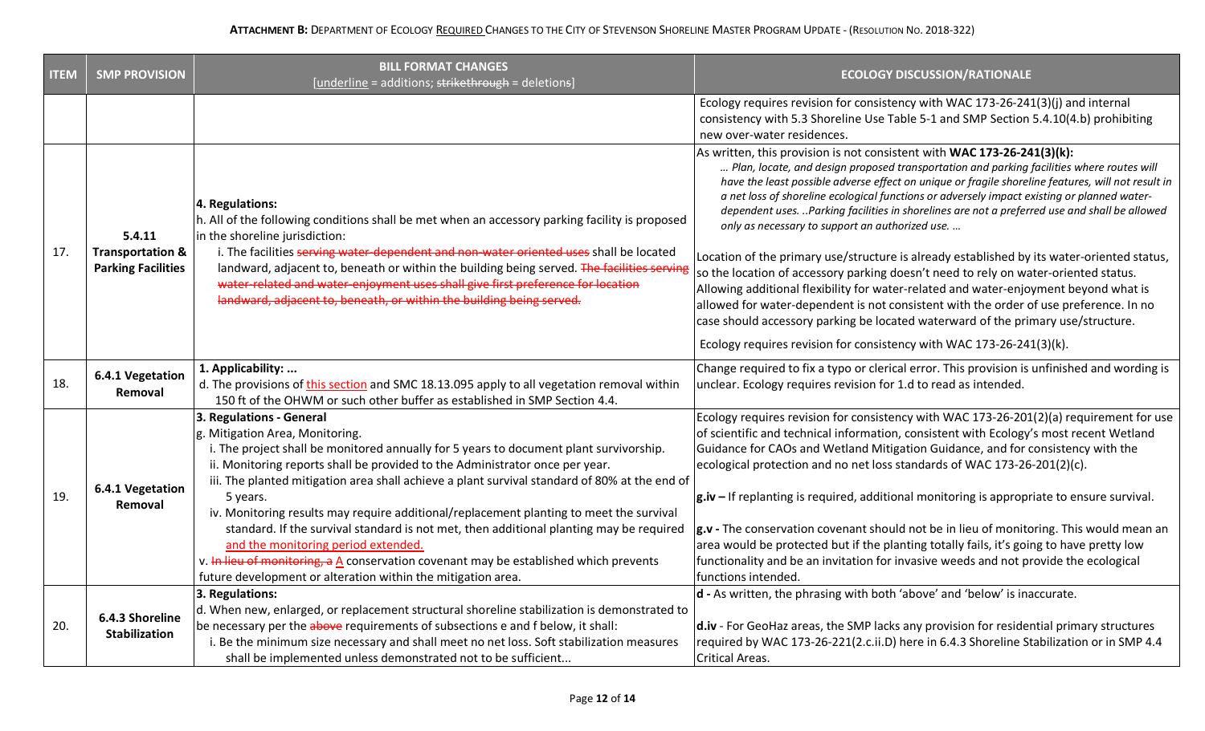**ATTACHMENT B:** DEPARTMENT OF ECOLOGY REQUIRED CHANGES TO THE CITY OF STEVENSON SHORELINE MASTER PROGRAM UPDATE - (RESOLUTION NO. 2018-322)

| ITEM | SMP PROVISION | BILL FORMAT CHANGES [underline = additions; ~~strikethrough~~ = deletions] | ECOLOGY DISCUSSION/RATIONALE |
|---|---|---|---|
| | | | Ecology requires revision for consistency with WAC 173-26-241(3)(j) and internal consistency with 5.3 Shoreline Use Table 5-1 and SMP Section 5.4.10(4.b) prohibiting new over-water residences. |
| 17. | **5.4.11 Transportation & Parking Facilities** | **4. Regulations:**<br>h. All of the following conditions shall be met when an accessory parking facility is proposed in the shoreline jurisdiction:<br>i. The facilities ~~serving water-dependent and non-water oriented uses~~ shall be located landward, adjacent to, beneath or within the building being served. ~~The facilities serving water-related and water-enjoyment uses shall give first preference for location landward, adjacent to, beneath, or within the building being served.~~ | As written, this provision is not consistent with **WAC 173-26-241(3)(k):**<br>*… Plan, locate, and design proposed transportation and parking facilities where routes will have the least possible adverse effect on unique or fragile shoreline features, will not result in a net loss of shoreline ecological functions or adversely impact existing or planned water-dependent uses. ..Parking facilities in shorelines are not a preferred use and shall be allowed only as necessary to support an authorized use. …*<br><br>Location of the primary use/structure is already established by its water-oriented status, so the location of accessory parking doesn't need to rely on water-oriented status. Allowing additional flexibility for water-related and water-enjoyment beyond what is allowed for water-dependent is not consistent with the order of use preference. In no case should accessory parking be located waterward of the primary use/structure.<br><br>Ecology requires revision for consistency with WAC 173-26-241(3)(k). |
| 18. | **6.4.1 Vegetation Removal** | **1. Applicability: ...**<br>d. The provisions of <u>this section</u> and SMC 18.13.095 apply to all vegetation removal within 150 ft of the OHWM or such other buffer as established in SMP Section 4.4. | Change required to fix a typo or clerical error. This provision is unfinished and wording is unclear. Ecology requires revision for 1.d to read as intended. |
| 19. | **6.4.1 Vegetation Removal** | **3. Regulations - General**<br>g. Mitigation Area, Monitoring.<br>i. The project shall be monitored annually for 5 years to document plant survivorship.<br>ii. Monitoring reports shall be provided to the Administrator once per year.<br>iii. The planted mitigation area shall achieve a plant survival standard of 80% at the end of 5 years.<br>iv. Monitoring results may require additional/replacement planting to meet the survival standard. If the survival standard is not met, then additional planting may be required <u>and the monitoring period extended.</u><br>v. ~~In lieu of monitoring, a~~ <u>A</u> conservation covenant may be established which prevents future development or alteration within the mitigation area. | Ecology requires revision for consistency with WAC 173-26-201(2)(a) requirement for use of scientific and technical information, consistent with Ecology's most recent Wetland Guidance for CAOs and Wetland Mitigation Guidance, and for consistency with the ecological protection and no net loss standards of WAC 173-26-201(2)(c).<br><br>**g.iv –** If replanting is required, additional monitoring is appropriate to ensure survival.<br><br>**g.v -** The conservation covenant should not be in lieu of monitoring. This would mean an area would be protected but if the planting totally fails, it's going to have pretty low functionality and be an invitation for invasive weeds and not provide the ecological functions intended. |
| 20. | **6.4.3 Shoreline Stabilization** | **3. Regulations:**<br>d. When new, enlarged, or replacement structural shoreline stabilization is demonstrated to be necessary per the ~~above~~ requirements of subsections e and f below, it shall:<br>i. Be the minimum size necessary and shall meet no net loss. Soft stabilization measures shall be implemented unless demonstrated not to be sufficient... | **d -** As written, the phrasing with both 'above' and 'below' is inaccurate.<br><br>**d.iv** - For GeoHaz areas, the SMP lacks any provision for residential primary structures required by WAC 173-26-221(2.c.ii.D) here in 6.4.3 Shoreline Stabilization or in SMP 4.4 Critical Areas. |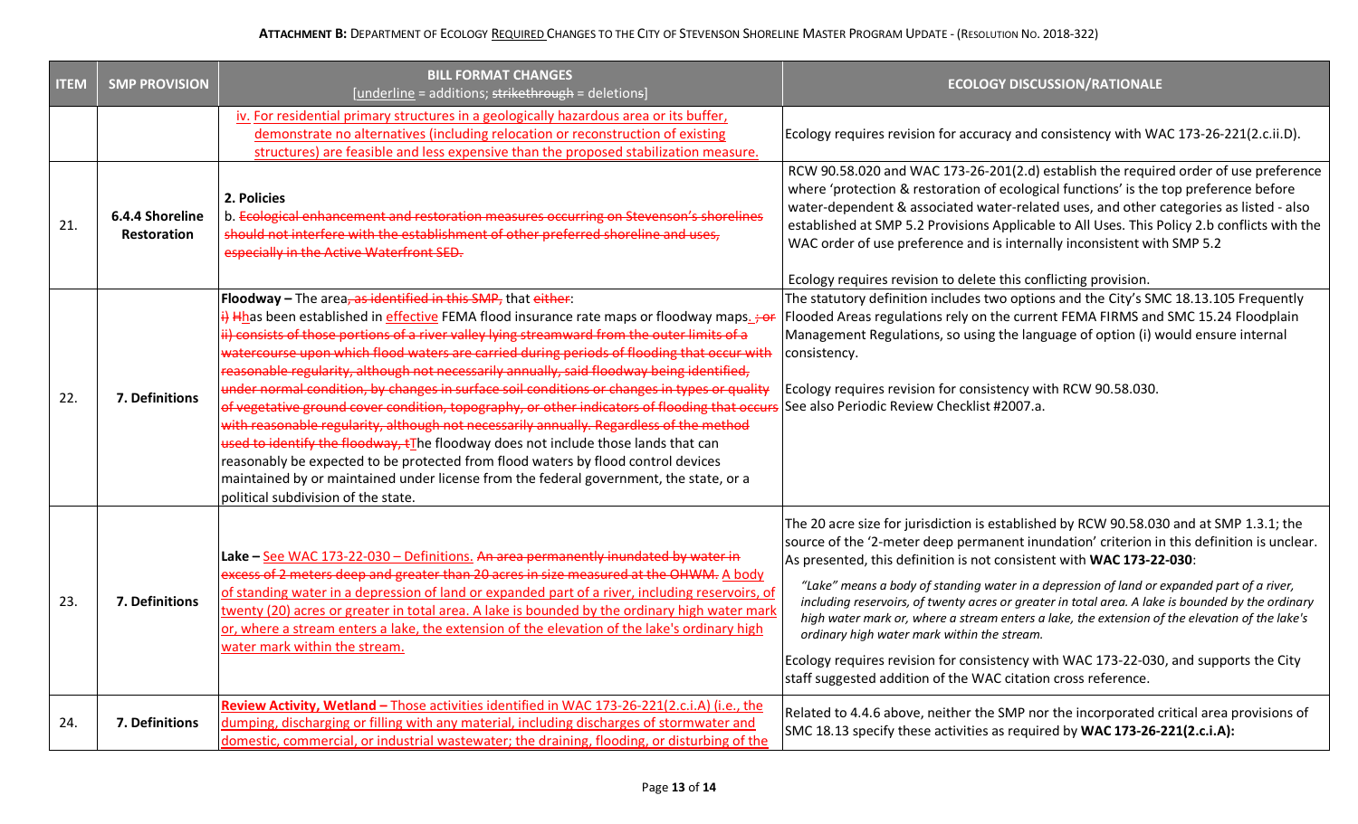**ATTACHMENT B:** DEPARTMENT OF ECOLOGY REQUIRED CHANGES TO THE CITY OF STEVENSON SHORELINE MASTER PROGRAM UPDATE - (RESOLUTION NO. 2018-322)

| ITEM | SMP PROVISION | BILL FORMAT CHANGES [underline = additions; ~~strikethrough~~ = deletions] | ECOLOGY DISCUSSION/RATIONALE |
|---|---|---|---|
| | | <u>iv. For residential primary structures in a geologically hazardous area or its buffer, demonstrate no alternatives (including relocation or reconstruction of existing structures) are feasible and less expensive than the proposed stabilization measure.</u> | Ecology requires revision for accuracy and consistency with WAC 173-26-221(2.c.ii.D). |
| 21. | **6.4.4 Shoreline Restoration** | **2. Policies**<br>b. ~~Ecological enhancement and restoration measures occurring on Stevenson's shorelines should not interfere with the establishment of other preferred shoreline and uses, especially in the Active Waterfront SED.~~ | RCW 90.58.020 and WAC 173-26-201(2.d) establish the required order of use preference where 'protection & restoration of ecological functions' is the top preference before water-dependent & associated water-related uses, and other categories as listed - also established at SMP 5.2 Provisions Applicable to All Uses. This Policy 2.b conflicts with the WAC order of use preference and is internally inconsistent with SMP 5.2<br><br>Ecology requires revision to delete this conflicting provision. |
| 22. | **7. Definitions** | **Floodway –** The area~~, as identified in this SMP,~~ that ~~either~~:<br>~~i)~~ ~~H~~<u>h</u>as been established in <u>effective</u> FEMA flood insurance rate maps or floodway maps<u>.</u> ~~; or ii) consists of those portions of a river valley lying streamward from the outer limits of a watercourse upon which flood waters are carried during periods of flooding that occur with reasonable regularity, although not necessarily annually, said floodway being identified, under normal condition, by changes in surface soil conditions or changes in types or quality of vegetative ground cover condition, topography, or other indicators of flooding that occurs with reasonable regularity, although not necessarily annually. Regardless of the method used to identify the floodway, t~~<u>T</u>he floodway does not include those lands that can reasonably be expected to be protected from flood waters by flood control devices maintained by or maintained under license from the federal government, the state, or a political subdivision of the state. | The statutory definition includes two options and the City's SMC 18.13.105 Frequently Flooded Areas regulations rely on the current FEMA FIRMS and SMC 15.24 Floodplain Management Regulations, so using the language of option (i) would ensure internal consistency.<br><br>Ecology requires revision for consistency with RCW 90.58.030. See also Periodic Review Checklist #2007.a. |
| 23. | **7. Definitions** | **Lake –** <u>See WAC 173-22-030 – Definitions.</u> ~~An area permanently inundated by water in excess of 2 meters deep and greater than 20 acres in size measured at the OHWM.~~ <u>A body of standing water in a depression of land or expanded part of a river, including reservoirs, of twenty (20) acres or greater in total area. A lake is bounded by the ordinary high water mark or, where a stream enters a lake, the extension of the elevation of the lake's ordinary high water mark within the stream.</u> | The 20 acre size for jurisdiction is established by RCW 90.58.030 and at SMP 1.3.1; the source of the '2-meter deep permanent inundation' criterion in this definition is unclear. As presented, this definition is not consistent with **WAC 173-22-030**:<br><br>*"Lake" means a body of standing water in a depression of land or expanded part of a river, including reservoirs, of twenty acres or greater in total area. A lake is bounded by the ordinary high water mark or, where a stream enters a lake, the extension of the elevation of the lake's ordinary high water mark within the stream.*<br><br>Ecology requires revision for consistency with WAC 173-22-030, and supports the City staff suggested addition of the WAC citation cross reference. |
| 24. | **7. Definitions** | <u>**Review Activity, Wetland –** Those activities identified in WAC 173-26-221(2.c.i.A) (i.e., the dumping, discharging or filling with any material, including discharges of stormwater and domestic, commercial, or industrial wastewater; the draining, flooding, or disturbing of the</u> | Related to 4.4.6 above, neither the SMP nor the incorporated critical area provisions of SMC 18.13 specify these activities as required by **WAC 173-26-221(2.c.i.A):** |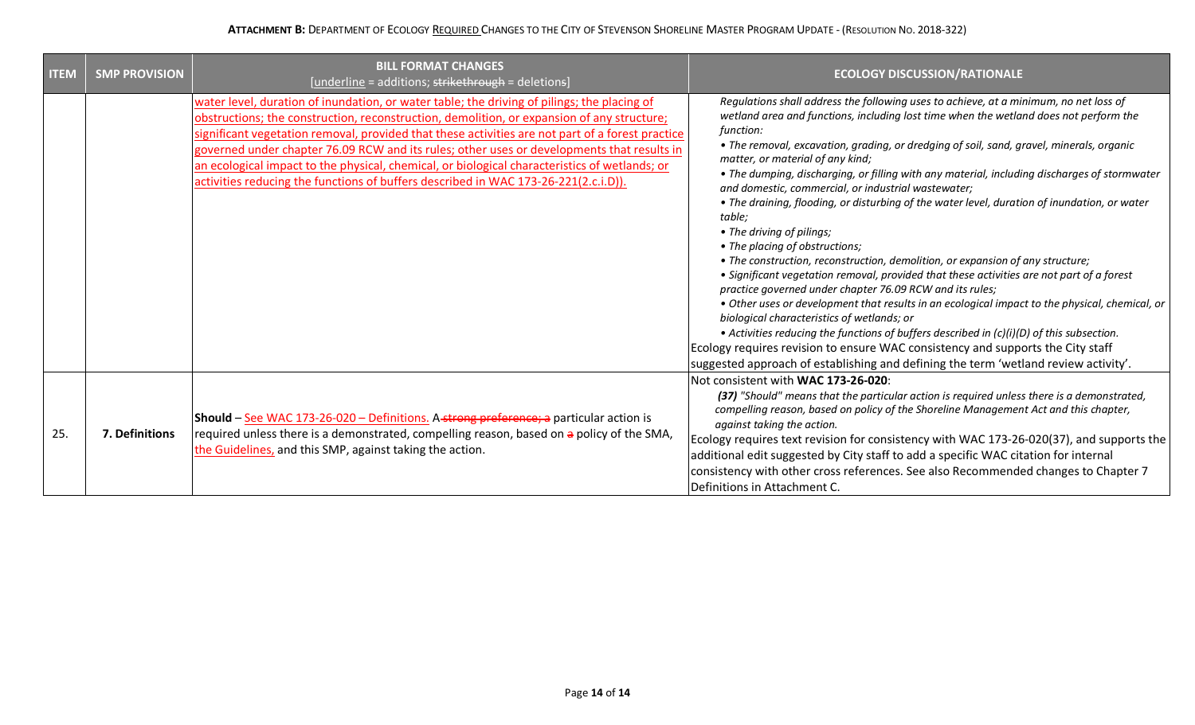**ATTACHMENT B:** DEPARTMENT OF ECOLOGY REQUIRED CHANGES TO THE CITY OF STEVENSON SHORELINE MASTER PROGRAM UPDATE - (RESOLUTION NO. 2018-322)

| ITEM | SMP PROVISION | BILL FORMAT CHANGES [underline = additions; ~~strikethrough~~ = deletions] | ECOLOGY DISCUSSION/RATIONALE |
|---|---|---|---|
| | | <u>water level, duration of inundation, or water table; the driving of pilings; the placing of obstructions; the construction, reconstruction, demolition, or expansion of any structure; significant vegetation removal, provided that these activities are not part of a forest practice governed under chapter 76.09 RCW and its rules; other uses or developments that results in an ecological impact to the physical, chemical, or biological characteristics of wetlands; or activities reducing the functions of buffers described in WAC 173-26-221(2.c.i.D)).</u> | *Regulations shall address the following uses to achieve, at a minimum, no net loss of wetland area and functions, including lost time when the wetland does not perform the function:* <br>*• The removal, excavation, grading, or dredging of soil, sand, gravel, minerals, organic matter, or material of any kind;* <br>*• The dumping, discharging, or filling with any material, including discharges of stormwater and domestic, commercial, or industrial wastewater;* <br>*• The draining, flooding, or disturbing of the water level, duration of inundation, or water table;* <br>*• The driving of pilings;* <br>*• The placing of obstructions;* <br>*• The construction, reconstruction, demolition, or expansion of any structure;* <br>*• Significant vegetation removal, provided that these activities are not part of a forest practice governed under chapter 76.09 RCW and its rules;* <br>*• Other uses or development that results in an ecological impact to the physical, chemical, or biological characteristics of wetlands; or* <br>*• Activities reducing the functions of buffers described in (c)(i)(D) of this subsection.* <br>Ecology requires revision to ensure WAC consistency and supports the City staff suggested approach of establishing and defining the term 'wetland review activity'. |
| 25. | 7. Definitions | **Should** – <u>See WAC 173-26-020 – Definitions.</u> A ~~strong preference; a~~ particular action is required unless there is a demonstrated, compelling reason, based on ~~a~~ policy of the SMA, <u>the Guidelines,</u> and this SMP, against taking the action. | Not consistent with **WAC 173-26-020**: <br>*(37) "Should" means that the particular action is required unless there is a demonstrated, compelling reason, based on policy of the Shoreline Management Act and this chapter, against taking the action.* <br>Ecology requires text revision for consistency with WAC 173-26-020(37), and supports the additional edit suggested by City staff to add a specific WAC citation for internal consistency with other cross references. See also Recommended changes to Chapter 7 Definitions in Attachment C. |